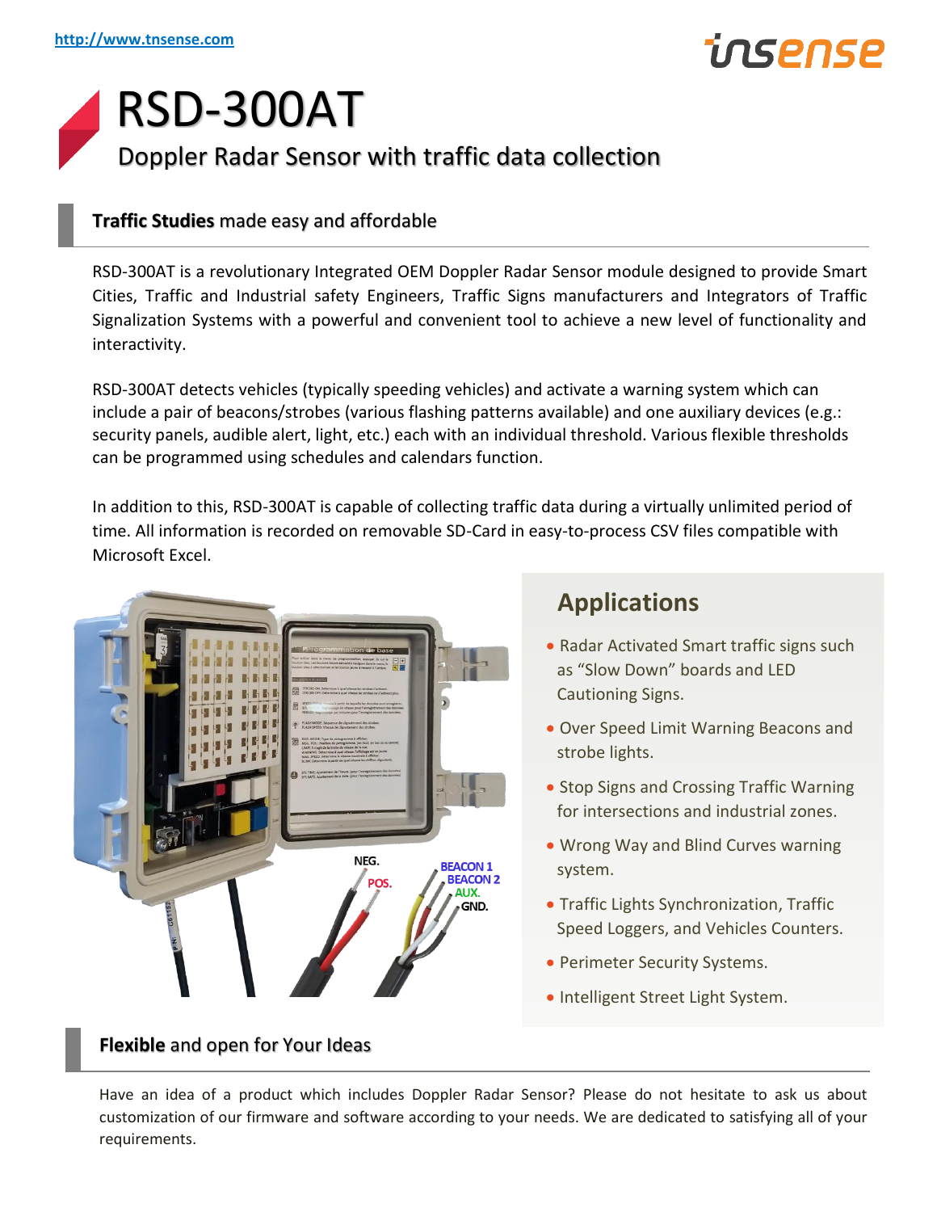# RSD-300AT

## Doppler Radar Sensor with traffic data collection

### **Traffic Studies** made easy and affordable

RSD-300AT is a revolutionary Integrated OEM Doppler Radar Sensor module designed to provide Smart Cities, Traffic and Industrial safety Engineers, Traffic Signs manufacturers and Integrators of Traffic Signalization Systems with a powerful and convenient tool to achieve a new level of functionality and interactivity.

RSD-300AT detects vehicles (typically speeding vehicles) and activate a warning system which can include a pair of beacons/strobes (various flashing patterns available) and one auxiliary devices (e.g.: security panels, audible alert, light, etc.) each with an individual threshold. Various flexible thresholds can be programmed using schedules and calendars function.

In addition to this, RSD-300AT is capable of collecting traffic data during a virtually unlimited period of time. All information is recorded on removable SD-Card in easy-to-process CSV files compatible with Microsoft Excel.

NEG. POS. BEACON 1 BEACON 2 AUX. GND.

## Applications

- Radar Activated Smart traffic signs such as “Slow Down” boards and LED Cautioning Signs.
- Over Speed Limit Warning Beacons and strobe lights.
- Stop Signs and Crossing Traffic Warning for intersections and industrial zones.
- Wrong Way and Blind Curves warning system.
- Traffic Lights Synchronization, Traffic Speed Loggers, and Vehicles Counters.
- Perimeter Security Systems.
- Intelligent Street Light System.

### **Flexible** and open for Your Ideas

Have an idea of a product which includes Doppler Radar Sensor? Please do not hesitate to ask us about customization of our firmware and software according to your needs. We are dedicated to satisfying all of your requirements.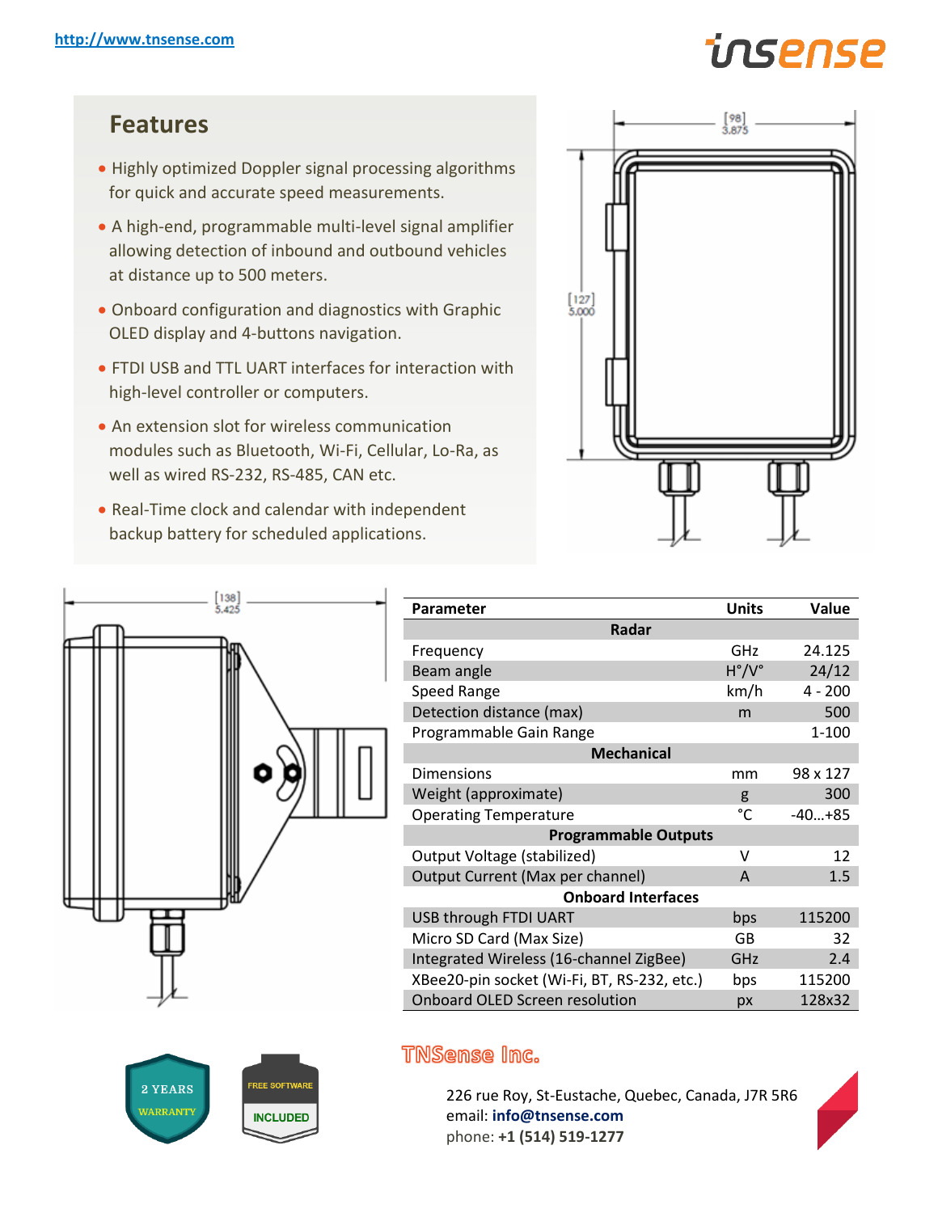http://www.tnsense.com

## Features

- Highly optimized Doppler signal processing algorithms for quick and accurate speed measurements.
- A high-end, programmable multi-level signal amplifier allowing detection of inbound and outbound vehicles at distance up to 500 meters.
- Onboard configuration and diagnostics with Graphic OLED display and 4-buttons navigation.
- FTDI USB and TTL UART interfaces for interaction with high-level controller or computers.
- An extension slot for wireless communication modules such as Bluetooth, Wi-Fi, Cellular, Lo-Ra, as well as wired RS-232, RS-485, CAN etc.
- Real-Time clock and calendar with independent backup battery for scheduled applications.

[98]
3.875

[127]
5.000

[138]
5.425

| Parameter | Units | Value |
|---|---|---|
| **Radar** | | |
| Frequency | GHz | 24.125 |
| Beam angle | H°/V° | 24/12 |
| Speed Range | km/h | 4 - 200 |
| Detection distance (max) | m | 500 |
| Programmable Gain Range | | 1-100 |
| **Mechanical** | | |
| Dimensions | mm | 98 x 127 |
| Weight (approximate) | g | 300 |
| Operating Temperature | °C | -40…+85 |
| **Programmable Outputs** | | |
| Output Voltage (stabilized) | V | 12 |
| Output Current (Max per channel) | A | 1.5 |
| **Onboard Interfaces** | | |
| USB through FTDI UART | bps | 115200 |
| Micro SD Card (Max Size) | GB | 32 |
| Integrated Wireless (16-channel ZigBee) | GHz | 2.4 |
| XBee20-pin socket (Wi-Fi, BT, RS-232, etc.) | bps | 115200 |
| Onboard OLED Screen resolution | px | 128x32 |

2 YEARS WARRANTY

FREE SOFTWARE INCLUDED

## TNSense Inc.

226 rue Roy, St-Eustache, Quebec, Canada, J7R 5R6
email: **info@tnsense.com**
phone: **+1 (514) 519-1277**